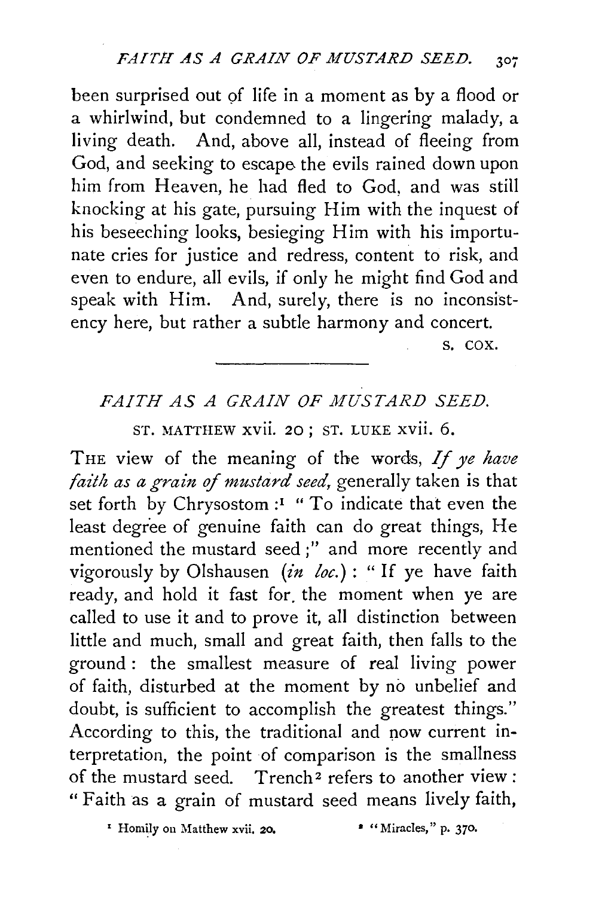been surprised out of life in a moment as by a flood or a whirlwind, but condemned to a lingering malady, a living death. And, above all, instead of fleeing from God, and seeking to escape the evils rained down upon him from Heaven, he had fled to God, and was still knocking at his gate, pursuing Him with the inquest of his beseeching looks, besieging Him with his importunate cries for justice and redress, content to risk, and even to endure, all evils, if only he might find God and speak with Him. And, surely, there is no inconsistency here, but rather a subtle harmony and concert.

S. COX.

---

## *FAITH AS A GRAIN OF MUSTARD SEED.*

ST. MATTHEW xvii. 20; ST. LUKE xvii. 6.

THE view of the meaning of the words, *If ye have faith as a grain of mustard seed,* generally taken is that set forth by Chrysostom:[1] "To indicate that even the least degree of genuine faith can do great things, He mentioned the mustard seed;" and more recently and vigorously by Olshausen (*in loc.*): "If ye have faith ready, and hold it fast for the moment when ye are called to use it and to prove it, all distinction between little and much, small and great faith, then falls to the ground: the smallest measure of real living power of faith, disturbed at the moment by no unbelief and doubt, is sufficient to accomplish the greatest things." According to this, the traditional and now current interpretation, the point of comparison is the smallness of the mustard seed. Trench[2] refers to another view: "Faith as a grain of mustard seed means lively faith,

[1] Homily on Matthew xvii. 20.

[2] "Miracles," p. 370.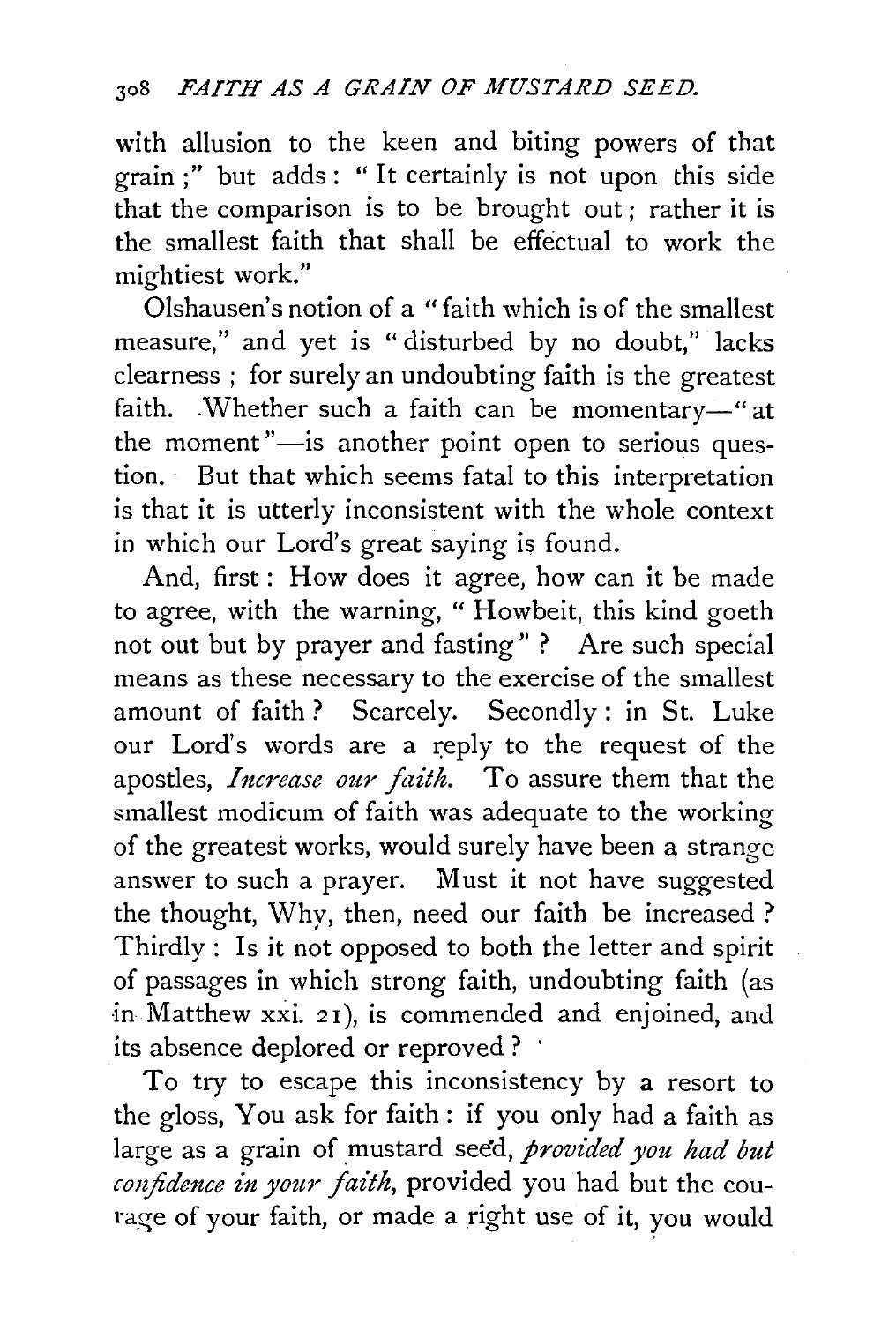with allusion to the keen and biting powers of that grain;" but adds: "It certainly is not upon this side that the comparison is to be brought out; rather it is the smallest faith that shall be effectual to work the mightiest work."

Olshausen's notion of a "faith which is of the smallest measure," and yet is "disturbed by no doubt," lacks clearness; for surely an undoubting faith is the greatest faith. Whether such a faith can be momentary—"at the moment"—is another point open to serious question. But that which seems fatal to this interpretation is that it is utterly inconsistent with the whole context in which our Lord's great saying is found.

And, first: How does it agree, how can it be made to agree, with the warning, "Howbeit, this kind goeth not out but by prayer and fasting"? Are such special means as these necessary to the exercise of the smallest amount of faith? Scarcely. Secondly: in St. Luke our Lord's words are a reply to the request of the apostles, *Increase our faith.* To assure them that the smallest modicum of faith was adequate to the working of the greatest works, would surely have been a strange answer to such a prayer. Must it not have suggested the thought, Why, then, need our faith be increased? Thirdly: Is it not opposed to both the letter and spirit of passages in which strong faith, undoubting faith (as in Matthew xxi. 21), is commended and enjoined, and its absence deplored or reproved?

To try to escape this inconsistency by a resort to the gloss, You ask for faith: if you only had a faith as large as a grain of mustard seed, *provided you had but confidence in your faith,* provided you had but the courage of your faith, or made a right use of it, you would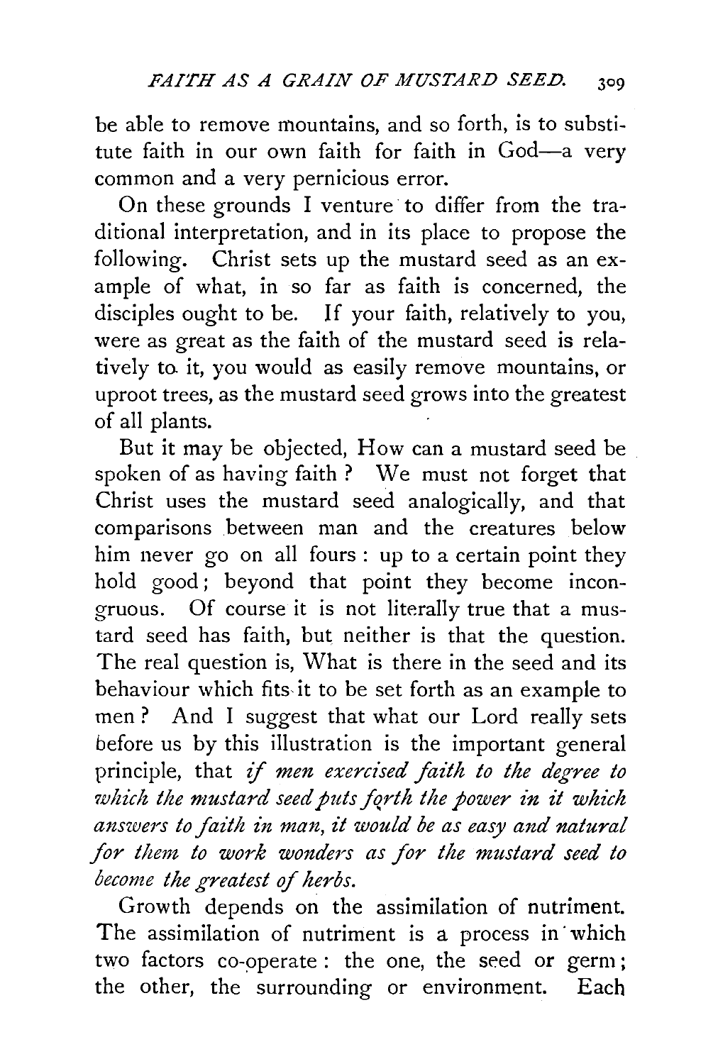be able to remove mountains, and so forth, is to substitute faith in our own faith for faith in God—a very common and a very pernicious error.

On these grounds I venture to differ from the traditional interpretation, and in its place to propose the following. Christ sets up the mustard seed as an example of what, in so far as faith is concerned, the disciples ought to be. If your faith, relatively to you, were as great as the faith of the mustard seed is relatively to it, you would as easily remove mountains, or uproot trees, as the mustard seed grows into the greatest of all plants.

But it may be objected, How can a mustard seed be spoken of as having faith? We must not forget that Christ uses the mustard seed analogically, and that comparisons between man and the creatures below him never go on all fours: up to a certain point they hold good; beyond that point they become incongruous. Of course it is not literally true that a mustard seed has faith, but neither is that the question. The real question is, What is there in the seed and its behaviour which fits it to be set forth as an example to men? And I suggest that what our Lord really sets before us by this illustration is the important general principle, that *if men exercised faith to the degree to which the mustard seed puts forth the power in it which answers to faith in man, it would be as easy and natural for them to work wonders as for the mustard seed to become the greatest of herbs.*

Growth depends on the assimilation of nutriment. The assimilation of nutriment is a process in which two factors co-operate: the one, the seed or germ; the other, the surrounding or environment. Each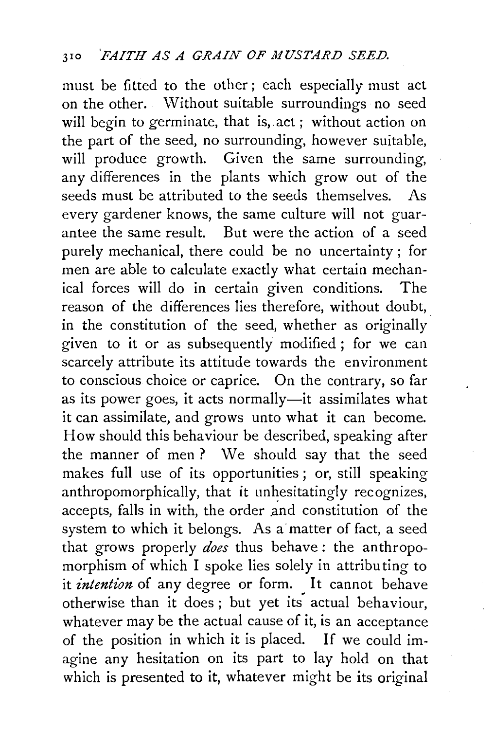must be fitted to the other; each especially must act on the other. Without suitable surroundings no seed will begin to germinate, that is, act; without action on the part of the seed, no surrounding, however suitable, will produce growth. Given the same surrounding, any differences in the plants which grow out of the seeds must be attributed to the seeds themselves. As every gardener knows, the same culture will not guarantee the same result. But were the action of a seed purely mechanical, there could be no uncertainty; for men are able to calculate exactly what certain mechanical forces will do in certain given conditions. The reason of the differences lies therefore, without doubt, in the constitution of the seed, whether as originally given to it or as subsequently modified; for we can scarcely attribute its attitude towards the environment to conscious choice or caprice. On the contrary, so far as its power goes, it acts normally—it assimilates what it can assimilate, and grows unto what it can become. How should this behaviour be described, speaking after the manner of men? We should say that the seed makes full use of its opportunities; or, still speaking anthropomorphically, that it unhesitatingly recognizes, accepts, falls in with, the order and constitution of the system to which it belongs. As a matter of fact, a seed that grows properly *does* thus behave: the anthropomorphism of which I spoke lies solely in attributing to it *intention* of any degree or form. It cannot behave otherwise than it does; but yet its actual behaviour, whatever may be the actual cause of it, is an acceptance of the position in which it is placed. If we could imagine any hesitation on its part to lay hold on that which is presented to it, whatever might be its original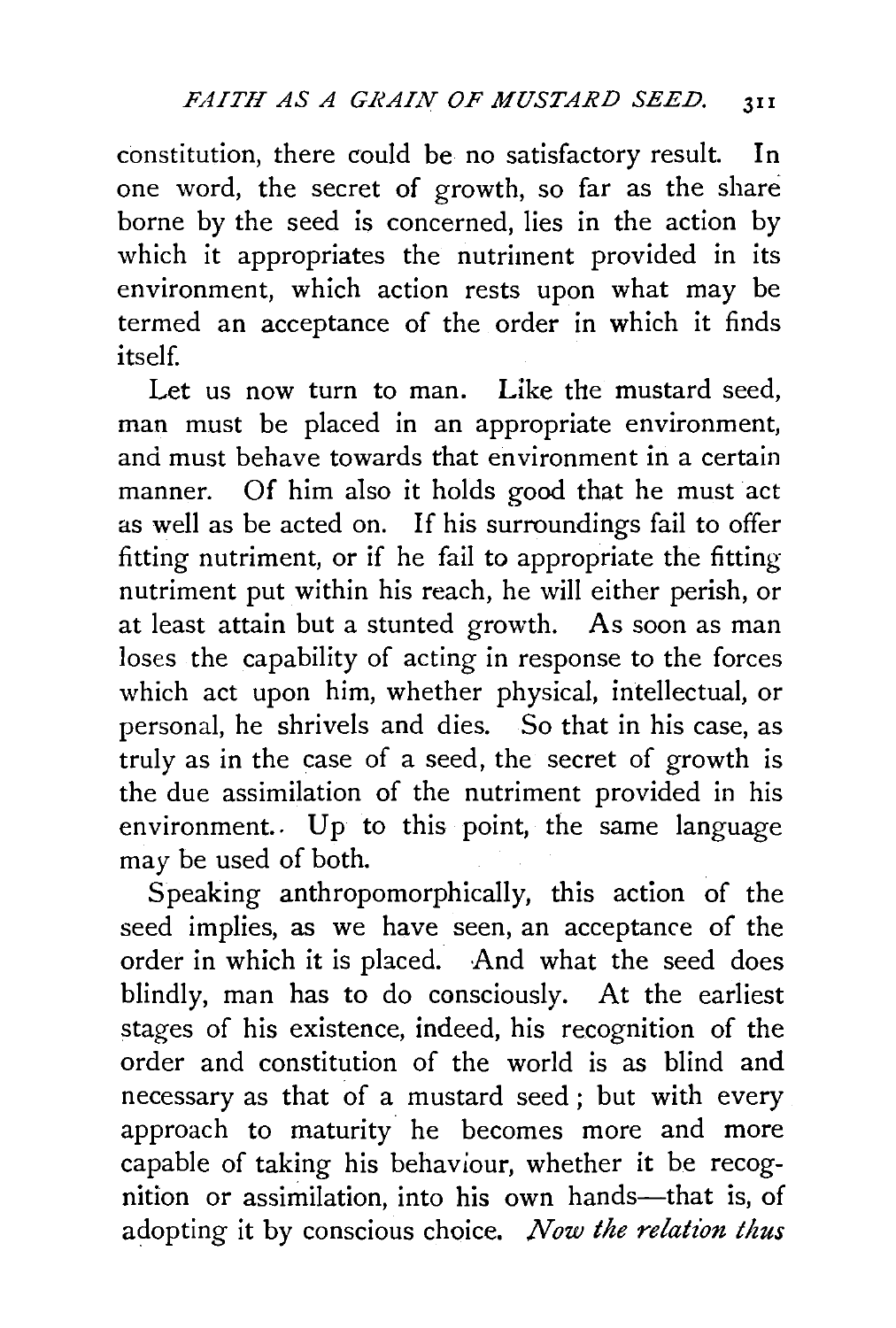constitution, there could be no satisfactory result. In one word, the secret of growth, so far as the share borne by the seed is concerned, lies in the action by which it appropriates the nutriment provided in its environment, which action rests upon what may be termed an acceptance of the order in which it finds itself.

Let us now turn to man. Like the mustard seed, man must be placed in an appropriate environment, and must behave towards that environment in a certain manner. Of him also it holds good that he must act as well as be acted on. If his surroundings fail to offer fitting nutriment, or if he fail to appropriate the fitting nutriment put within his reach, he will either perish, or at least attain but a stunted growth. As soon as man loses the capability of acting in response to the forces which act upon him, whether physical, intellectual, or personal, he shrivels and dies. So that in his case, as truly as in the case of a seed, the secret of growth is the due assimilation of the nutriment provided in his environment. Up to this point, the same language may be used of both.

Speaking anthropomorphically, this action of the seed implies, as we have seen, an acceptance of the order in which it is placed. And what the seed does blindly, man has to do consciously. At the earliest stages of his existence, indeed, his recognition of the order and constitution of the world is as blind and necessary as that of a mustard seed; but with every approach to maturity he becomes more and more capable of taking his behaviour, whether it be recognition or assimilation, into his own hands—that is, of adopting it by conscious choice. *Now the relation thus*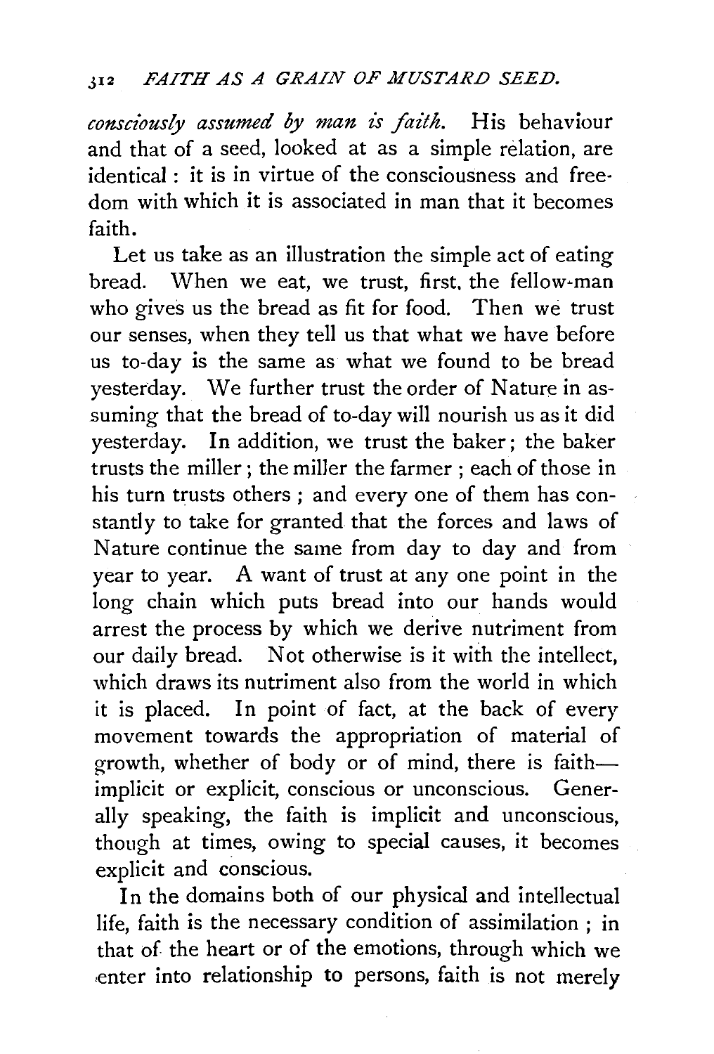*consciously assumed by man is faith.* His behaviour and that of a seed, looked at as a simple relation, are identical: it is in virtue of the consciousness and freedom with which it is associated in man that it becomes faith.

Let us take as an illustration the simple act of eating bread. When we eat, we trust, first, the fellow-man who gives us the bread as fit for food. Then we trust our senses, when they tell us that what we have before us to-day is the same as what we found to be bread yesterday. We further trust the order of Nature in assuming that the bread of to-day will nourish us as it did yesterday. In addition, we trust the baker; the baker trusts the miller; the miller the farmer; each of those in his turn trusts others; and every one of them has constantly to take for granted that the forces and laws of Nature continue the same from day to day and from year to year. A want of trust at any one point in the long chain which puts bread into our hands would arrest the process by which we derive nutriment from our daily bread. Not otherwise is it with the intellect, which draws its nutriment also from the world in which it is placed. In point of fact, at the back of every movement towards the appropriation of material of growth, whether of body or of mind, there is faith—implicit or explicit, conscious or unconscious. Generally speaking, the faith is implicit and unconscious, though at times, owing to special causes, it becomes explicit and conscious.

In the domains both of our physical and intellectual life, faith is the necessary condition of assimilation; in that of the heart or of the emotions, through which we enter into relationship to persons, faith is not merely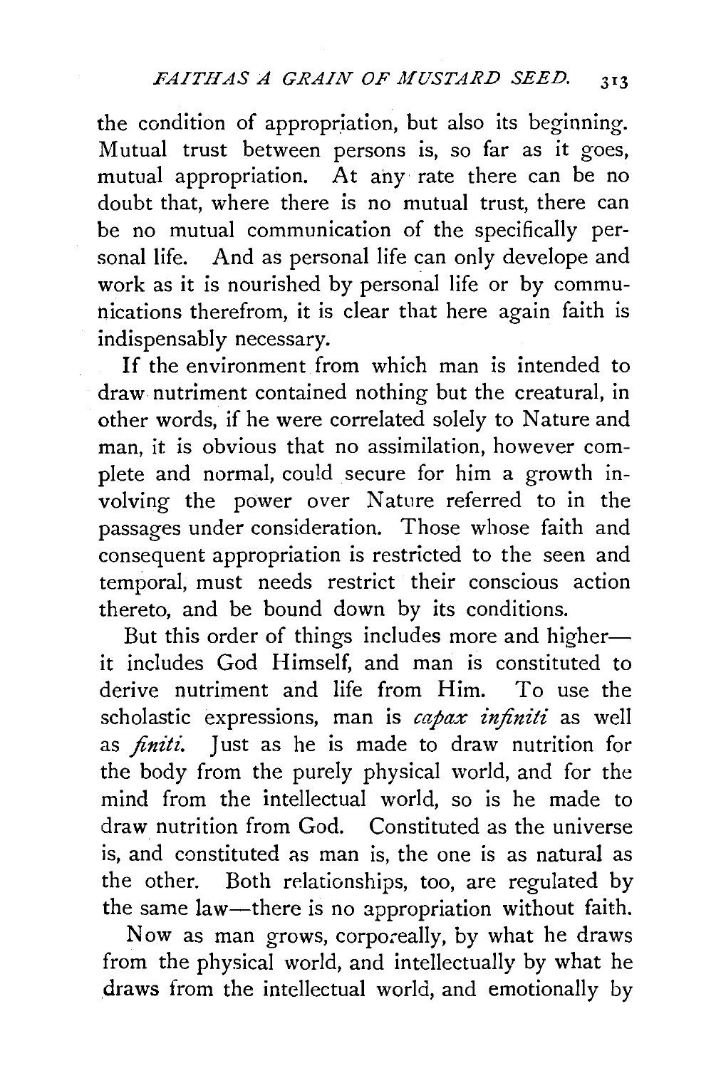the condition of appropriation, but also its beginning. Mutual trust between persons is, so far as it goes, mutual appropriation. At any rate there can be no doubt that, where there is no mutual trust, there can be no mutual communication of the specifically personal life. And as personal life can only develope and work as it is nourished by personal life or by communications therefrom, it is clear that here again faith is indispensably necessary.

If the environment from which man is intended to draw nutriment contained nothing but the creatural, in other words, if he were correlated solely to Nature and man, it is obvious that no assimilation, however complete and normal, could secure for him a growth involving the power over Nature referred to in the passages under consideration. Those whose faith and consequent appropriation is restricted to the seen and temporal, must needs restrict their conscious action thereto, and be bound down by its conditions.

But this order of things includes more and higher—it includes God Himself, and man is constituted to derive nutriment and life from Him. To use the scholastic expressions, man is *capax infiniti* as well as *finiti*. Just as he is made to draw nutrition for the body from the purely physical world, and for the mind from the intellectual world, so is he made to draw nutrition from God. Constituted as the universe is, and constituted as man is, the one is as natural as the other. Both relationships, too, are regulated by the same law—there is no appropriation without faith.

Now as man grows, corporeally, by what he draws from the physical world, and intellectually by what he draws from the intellectual world, and emotionally by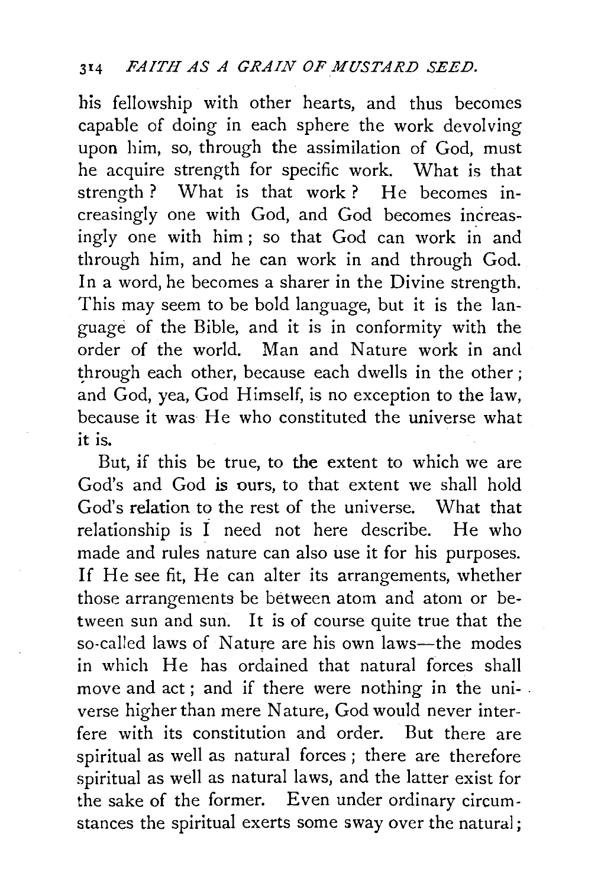his fellowship with other hearts, and thus becomes capable of doing in each sphere the work devolving upon him, so, through the assimilation of God, must he acquire strength for specific work. What is that strength? What is that work? He becomes increasingly one with God, and God becomes increasingly one with him; so that God can work in and through him, and he can work in and through God. In a word, he becomes a sharer in the Divine strength. This may seem to be bold language, but it is the language of the Bible, and it is in conformity with the order of the world. Man and Nature work in and through each other, because each dwells in the other; and God, yea, God Himself, is no exception to the law, because it was He who constituted the universe what it is.

But, if this be true, to the extent to which we are God's and God is ours, to that extent we shall hold God's relation to the rest of the universe. What that relationship is I need not here describe. He who made and rules nature can also use it for his purposes. If He see fit, He can alter its arrangements, whether those arrangements be between atom and atom or between sun and sun. It is of course quite true that the so-called laws of Nature are his own laws—the modes in which He has ordained that natural forces shall move and act; and if there were nothing in the universe higher than mere Nature, God would never interfere with its constitution and order. But there are spiritual as well as natural forces; there are therefore spiritual as well as natural laws, and the latter exist for the sake of the former. Even under ordinary circumstances the spiritual exerts some sway over the natural;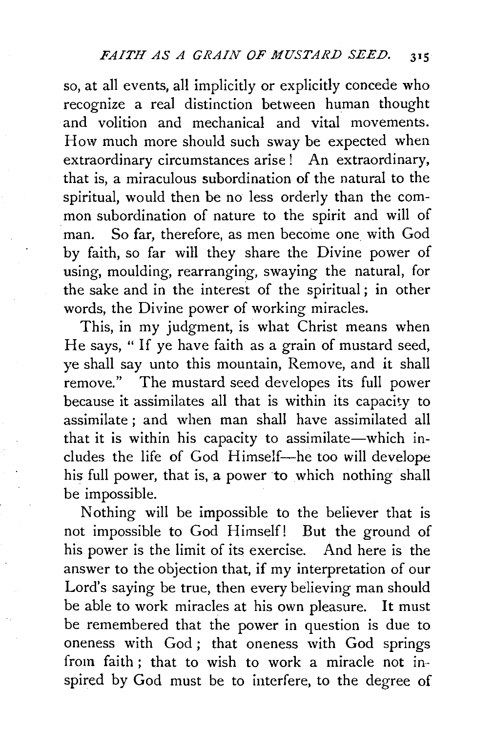so, at all events, all implicitly or explicitly concede who recognize a real distinction between human thought and volition and mechanical and vital movements. How much more should such sway be expected when extraordinary circumstances arise! An extraordinary, that is, a miraculous subordination of the natural to the spiritual, would then be no less orderly than the common subordination of nature to the spirit and will of man. So far, therefore, as men become one with God by faith, so far will they share the Divine power of using, moulding, rearranging, swaying the natural, for the sake and in the interest of the spiritual; in other words, the Divine power of working miracles.

This, in my judgment, is what Christ means when He says, "If ye have faith as a grain of mustard seed, ye shall say unto this mountain, Remove, and it shall remove." The mustard seed developes its full power because it assimilates all that is within its capacity to assimilate; and when man shall have assimilated all that it is within his capacity to assimilate—which includes the life of God Himself—he too will develope his full power, that is, a power to which nothing shall be impossible.

Nothing will be impossible to the believer that is not impossible to God Himself! But the ground of his power is the limit of its exercise. And here is the answer to the objection that, if my interpretation of our Lord's saying be true, then every believing man should be able to work miracles at his own pleasure. It must be remembered that the power in question is due to oneness with God; that oneness with God springs from faith; that to wish to work a miracle not inspired by God must be to interfere, to the degree of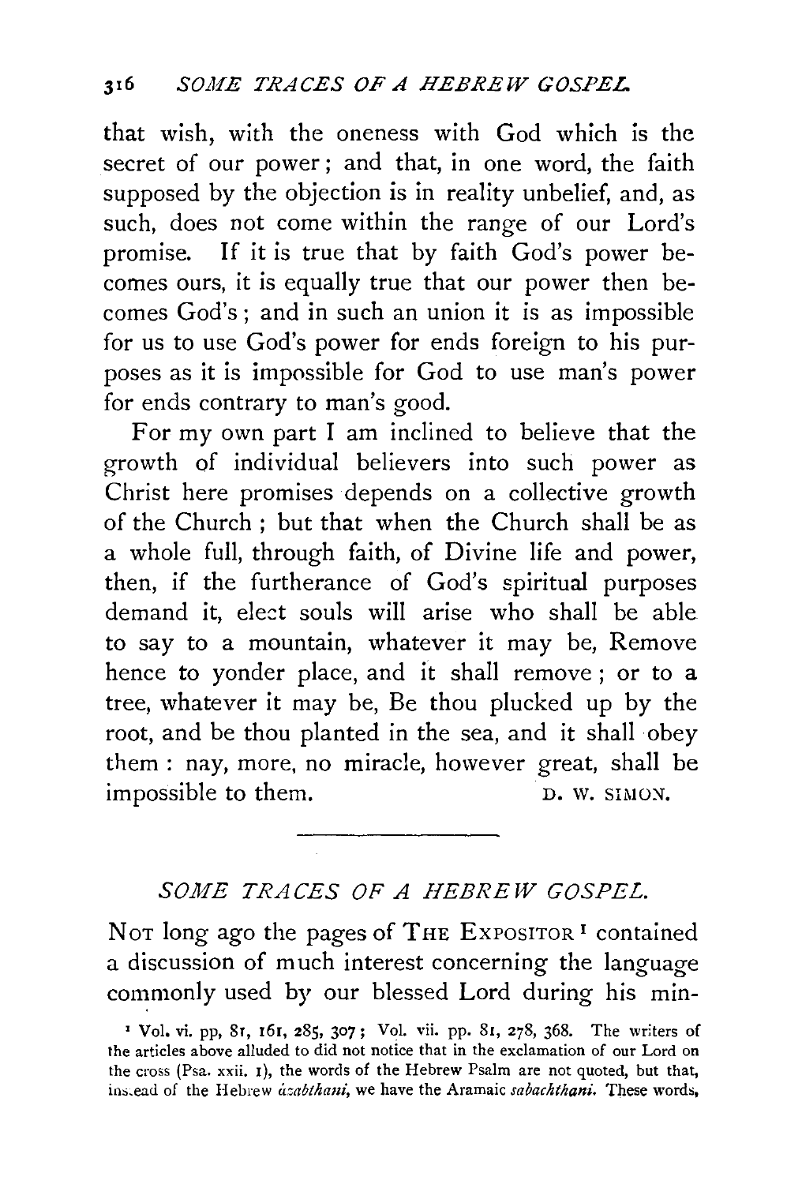that wish, with the oneness with God which is the secret of our power; and that, in one word, the faith supposed by the objection is in reality unbelief, and, as such, does not come within the range of our Lord's promise. If it is true that by faith God's power becomes ours, it is equally true that our power then becomes God's; and in such an union it is as impossible for us to use God's power for ends foreign to his purposes as it is impossible for God to use man's power for ends contrary to man's good.

For my own part I am inclined to believe that the growth of individual believers into such power as Christ here promises depends on a collective growth of the Church; but that when the Church shall be as a whole full, through faith, of Divine life and power, then, if the furtherance of God's spiritual purposes demand it, elect souls will arise who shall be able to say to a mountain, whatever it may be, Remove hence to yonder place, and it shall remove; or to a tree, whatever it may be, Be thou plucked up by the root, and be thou planted in the sea, and it shall obey them: nay, more, no miracle, however great, shall be impossible to them.

D. W. SIMON.

---

## *SOME TRACES OF A HEBREW GOSPEL.*

NOT long ago the pages of THE EXPOSITOR[1] contained a discussion of much interest concerning the language commonly used by our blessed Lord during his min-

[1] Vol. vi. pp, 81, 161, 285, 307; Vol. vii. pp. 81, 278, 368. The writers of the articles above alluded to did not notice that in the exclamation of our Lord on the cross (Psa. xxii. 1), the words of the Hebrew Psalm are not quoted, but that, instead of the Hebrew *ázabthani*, we have the Aramaic *sabachthani*. These words,